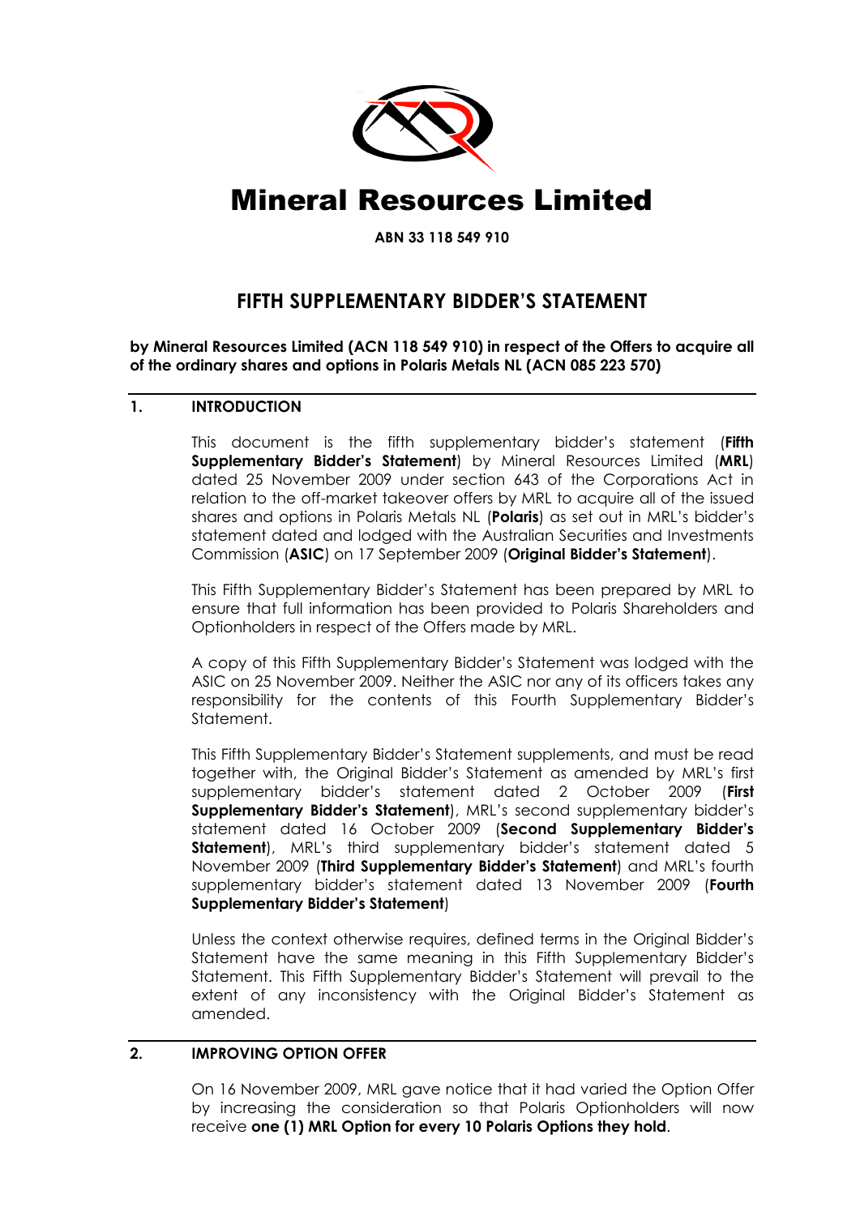# Mineral Resources Limited

**ABN 33 118 549 910**

## FIFTH SUPPLEMENTARY BIDDER'S STATEMENT

**by Mineral Resources Limited (ACN 118 549 910) in respect of the Offers to acquire all of the ordinary shares and options in Polaris Metals NL (ACN 085 223 570)**

### 1. INTRODUCTION

This document is the fifth supplementary bidder's statement (**Fifth Supplementary Bidder's Statement**) by Mineral Resources Limited (**MRL**) dated 25 November 2009 under section 643 of the Corporations Act in relation to the off-market takeover offers by MRL to acquire all of the issued shares and options in Polaris Metals NL (**Polaris**) as set out in MRL's bidder's statement dated and lodged with the Australian Securities and Investments Commission (**ASIC**) on 17 September 2009 (**Original Bidder's Statement**).

This Fifth Supplementary Bidder's Statement has been prepared by MRL to ensure that full information has been provided to Polaris Shareholders and Optionholders in respect of the Offers made by MRL.

A copy of this Fifth Supplementary Bidder's Statement was lodged with the ASIC on 25 November 2009. Neither the ASIC nor any of its officers takes any responsibility for the contents of this Fourth Supplementary Bidder's Statement.

This Fifth Supplementary Bidder's Statement supplements, and must be read together with, the Original Bidder's Statement as amended by MRL's first supplementary bidder's statement dated 2 October 2009 (**First Supplementary Bidder's Statement**), MRL's second supplementary bidder's statement dated 16 October 2009 (**Second Supplementary Bidder's Statement**), MRL's third supplementary bidder's statement dated 5 November 2009 (**Third Supplementary Bidder's Statement**) and MRL's fourth supplementary bidder's statement dated 13 November 2009 (**Fourth Supplementary Bidder's Statement**)

Unless the context otherwise requires, defined terms in the Original Bidder's Statement have the same meaning in this Fifth Supplementary Bidder's Statement. This Fifth Supplementary Bidder's Statement will prevail to the extent of any inconsistency with the Original Bidder's Statement as amended.

### 2. IMPROVING OPTION OFFER

On 16 November 2009, MRL gave notice that it had varied the Option Offer by increasing the consideration so that Polaris Optionholders will now receive **one (1) MRL Option for every 10 Polaris Options they hold**.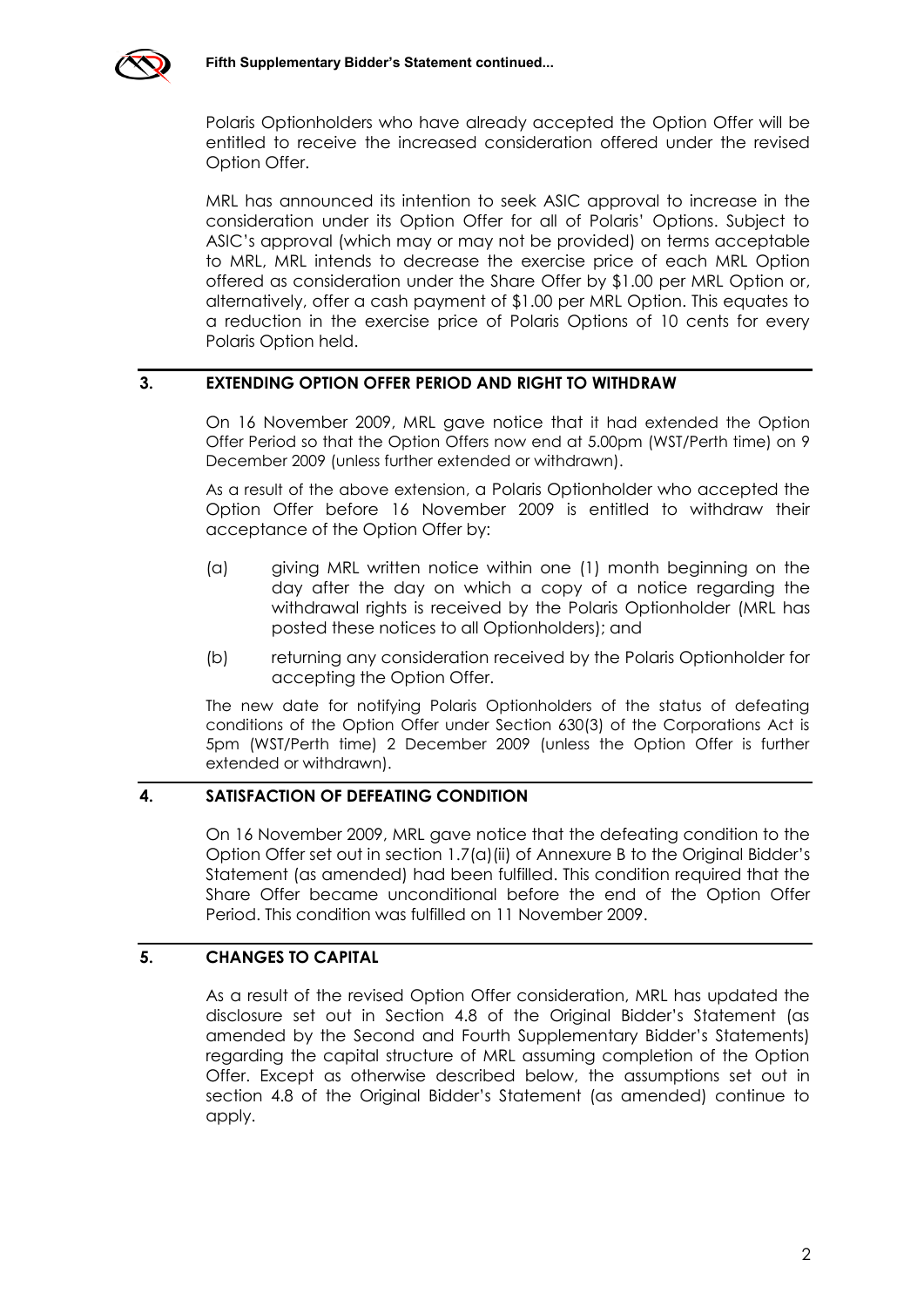Polaris Optionholders who have already accepted the Option Offer will be entitled to receive the increased consideration offered under the revised Option Offer.

MRL has announced its intention to seek ASIC approval to increase in the consideration under its Option Offer for all of Polaris' Options. Subject to ASIC's approval (which may or may not be provided) on terms acceptable to MRL, MRL intends to decrease the exercise price of each MRL Option offered as consideration under the Share Offer by $1.00 per MRL Option or, alternatively, offer a cash payment of $1.00 per MRL Option. This equates to a reduction in the exercise price of Polaris Options of 10 cents for every Polaris Option held.

## 3. EXTENDING OPTION OFFER PERIOD AND RIGHT TO WITHDRAW

On 16 November 2009, MRL gave notice that it had extended the Option Offer Period so that the Option Offers now end at 5.00pm (WST/Perth time) on 9 December 2009 (unless further extended or withdrawn).

As a result of the above extension, a Polaris Optionholder who accepted the Option Offer before 16 November 2009 is entitled to withdraw their acceptance of the Option Offer by:

(a) giving MRL written notice within one (1) month beginning on the day after the day on which a copy of a notice regarding the withdrawal rights is received by the Polaris Optionholder (MRL has posted these notices to all Optionholders); and

(b) returning any consideration received by the Polaris Optionholder for accepting the Option Offer.

The new date for notifying Polaris Optionholders of the status of defeating conditions of the Option Offer under Section 630(3) of the Corporations Act is 5pm (WST/Perth time) 2 December 2009 (unless the Option Offer is further extended or withdrawn).

## 4. SATISFACTION OF DEFEATING CONDITION

On 16 November 2009, MRL gave notice that the defeating condition to the Option Offer set out in section 1.7(a)(ii) of Annexure B to the Original Bidder's Statement (as amended) had been fulfilled. This condition required that the Share Offer became unconditional before the end of the Option Offer Period. This condition was fulfilled on 11 November 2009.

## 5. CHANGES TO CAPITAL

As a result of the revised Option Offer consideration, MRL has updated the disclosure set out in Section 4.8 of the Original Bidder's Statement (as amended by the Second and Fourth Supplementary Bidder's Statements) regarding the capital structure of MRL assuming completion of the Option Offer. Except as otherwise described below, the assumptions set out in section 4.8 of the Original Bidder's Statement (as amended) continue to apply.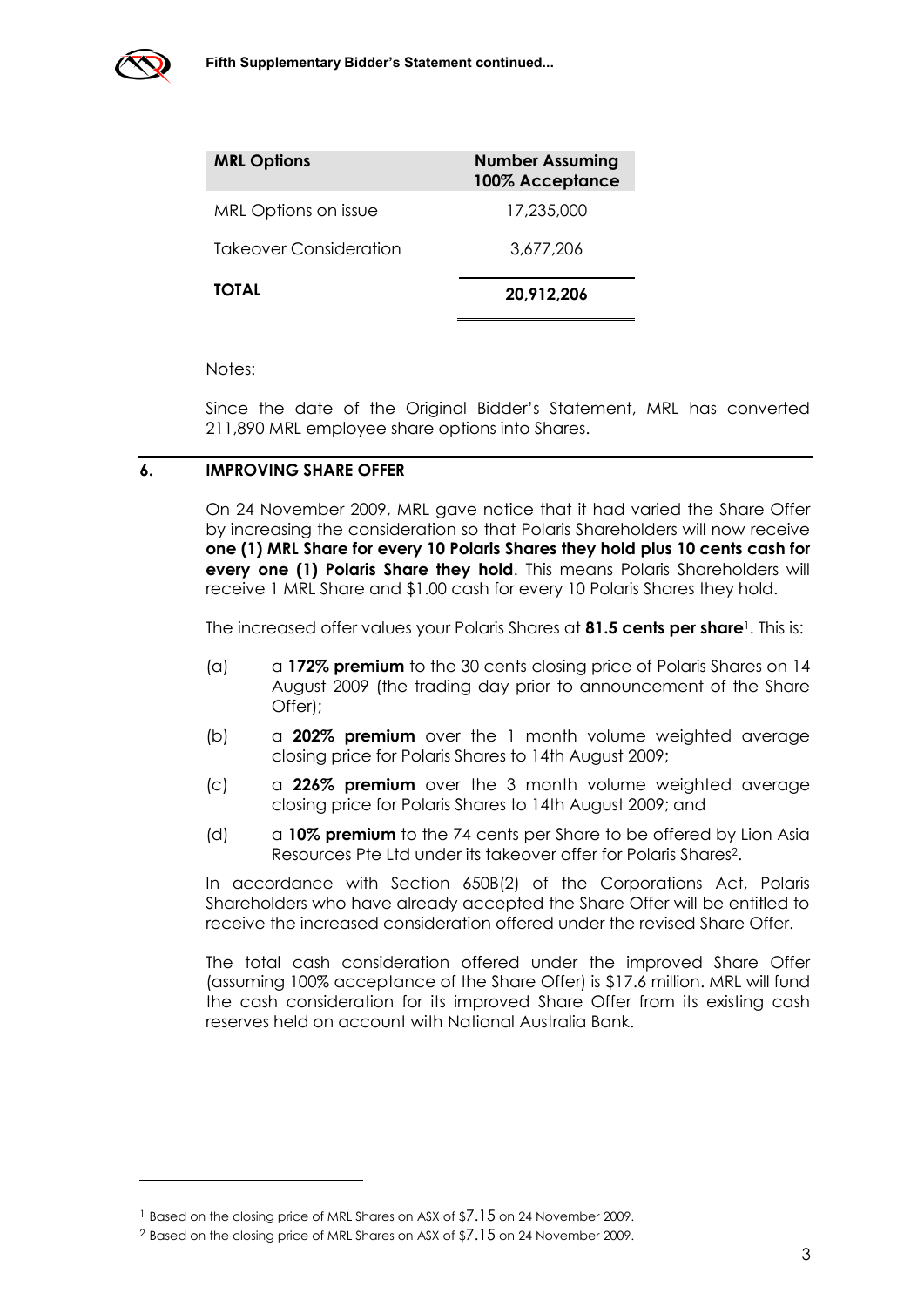| MRL Options | Number Assuming 100% Acceptance |
| --- | --- |
| MRL Options on issue | 17,235,000 |
| Takeover Consideration | 3,677,206 |
| **TOTAL** | **20,912,206** |

Notes:

Since the date of the Original Bidder's Statement, MRL has converted 211,890 MRL employee share options into Shares.

## 6. IMPROVING SHARE OFFER

On 24 November 2009, MRL gave notice that it had varied the Share Offer by increasing the consideration so that Polaris Shareholders will now receive **one (1) MRL Share for every 10 Polaris Shares they hold plus 10 cents cash for every one (1) Polaris Share they hold**. This means Polaris Shareholders will receive 1 MRL Share and $1.00 cash for every 10 Polaris Shares they hold.

The increased offer values your Polaris Shares at **81.5 cents per share**[1]. This is:

(a) a **172% premium** to the 30 cents closing price of Polaris Shares on 14 August 2009 (the trading day prior to announcement of the Share Offer);

(b) a **202% premium** over the 1 month volume weighted average closing price for Polaris Shares to 14th August 2009;

(c) a **226% premium** over the 3 month volume weighted average closing price for Polaris Shares to 14th August 2009; and

(d) a **10% premium** to the 74 cents per Share to be offered by Lion Asia Resources Pte Ltd under its takeover offer for Polaris Shares[2].

In accordance with Section 650B(2) of the Corporations Act, Polaris Shareholders who have already accepted the Share Offer will be entitled to receive the increased consideration offered under the revised Share Offer.

The total cash consideration offered under the improved Share Offer (assuming 100% acceptance of the Share Offer) is $17.6 million. MRL will fund the cash consideration for its improved Share Offer from its existing cash reserves held on account with National Australia Bank.

[1] Based on the closing price of MRL Shares on ASX of $7.15 on 24 November 2009.

[2] Based on the closing price of MRL Shares on ASX of $7.15 on 24 November 2009.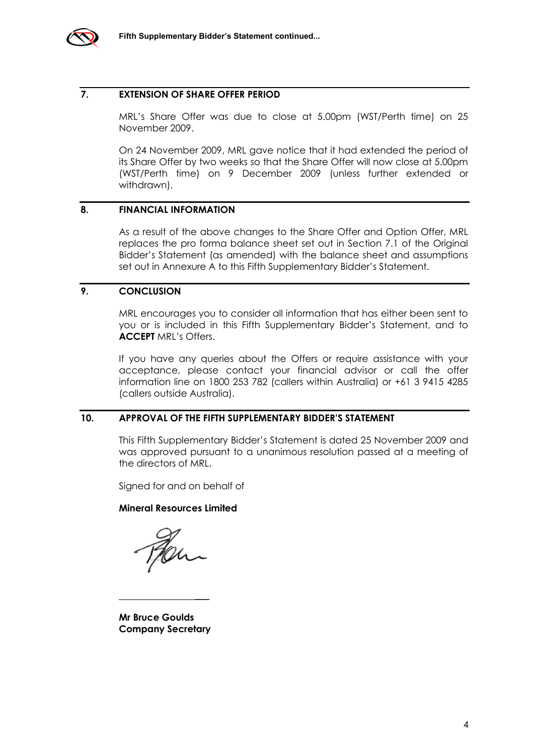## 7. EXTENSION OF SHARE OFFER PERIOD

MRL's Share Offer was due to close at 5.00pm (WST/Perth time) on 25 November 2009.

On 24 November 2009, MRL gave notice that it had extended the period of its Share Offer by two weeks so that the Share Offer will now close at 5.00pm (WST/Perth time) on 9 December 2009 (unless further extended or withdrawn).

## 8. FINANCIAL INFORMATION

As a result of the above changes to the Share Offer and Option Offer, MRL replaces the pro forma balance sheet set out in Section 7.1 of the Original Bidder's Statement (as amended) with the balance sheet and assumptions set out in Annexure A to this Fifth Supplementary Bidder's Statement.

## 9. CONCLUSION

MRL encourages you to consider all information that has either been sent to you or is included in this Fifth Supplementary Bidder's Statement, and to **ACCEPT** MRL's Offers.

If you have any queries about the Offers or require assistance with your acceptance, please contact your financial advisor or call the offer information line on 1800 253 782 (callers within Australia) or +61 3 9415 4285 (callers outside Australia).

## 10. APPROVAL OF THE FIFTH SUPPLEMENTARY BIDDER'S STATEMENT

This Fifth Supplementary Bidder's Statement is dated 25 November 2009 and was approved pursuant to a unanimous resolution passed at a meeting of the directors of MRL.

Signed for and on behalf of

**Mineral Resources Limited**

**Mr Bruce Goulds**
**Company Secretary**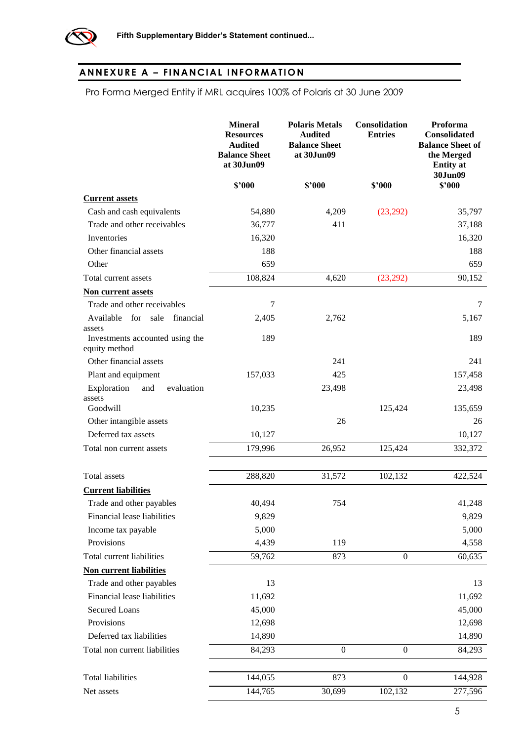## ANNEXURE A – FINANCIAL INFORMATION

Pro Forma Merged Entity if MRL acquires 100% of Polaris at 30 June 2009

| | Mineral Resources Audited Balance Sheet at 30Jun09 | Polaris Metals Audited Balance Sheet at 30Jun09 | Consolidation Entries | Proforma Consolidated Balance Sheet of the Merged Entity at 30Jun09 |
|---|---|---|---|---|
| | $'000 | $'000 | $'000 | $'000 |
| **Current assets** | | | | |
| Cash and cash equivalents | 54,880 | 4,209 | (23,292) | 35,797 |
| Trade and other receivables | 36,777 | 411 | | 37,188 |
| Inventories | 16,320 | | | 16,320 |
| Other financial assets | 188 | | | 188 |
| Other | 659 | | | 659 |
| Total current assets | 108,824 | 4,620 | (23,292) | 90,152 |
| **Non current assets** | | | | |
| Trade and other receivables | 7 | | | 7 |
| Available for sale financial assets | 2,405 | 2,762 | | 5,167 |
| Investments accounted using the equity method | 189 | | | 189 |
| Other financial assets | | 241 | | 241 |
| Plant and equipment | 157,033 | 425 | | 157,458 |
| Exploration and evaluation assets | | 23,498 | | 23,498 |
| Goodwill | 10,235 | | 125,424 | 135,659 |
| Other intangible assets | | 26 | | 26 |
| Deferred tax assets | 10,127 | | | 10,127 |
| Total non current assets | 179,996 | 26,952 | 125,424 | 332,372 |
| Total assets | 288,820 | 31,572 | 102,132 | 422,524 |
| **Current liabilities** | | | | |
| Trade and other payables | 40,494 | 754 | | 41,248 |
| Financial lease liabilities | 9,829 | | | 9,829 |
| Income tax payable | 5,000 | | | 5,000 |
| Provisions | 4,439 | 119 | | 4,558 |
| Total current liabilities | 59,762 | 873 | 0 | 60,635 |
| **Non current liabilities** | | | | |
| Trade and other payables | 13 | | | 13 |
| Financial lease liabilities | 11,692 | | | 11,692 |
| Secured Loans | 45,000 | | | 45,000 |
| Provisions | 12,698 | | | 12,698 |
| Deferred tax liabilities | 14,890 | | | 14,890 |
| Total non current liabilities | 84,293 | 0 | 0 | 84,293 |
| Total liabilities | 144,055 | 873 | 0 | 144,928 |
| Net assets | 144,765 | 30,699 | 102,132 | 277,596 |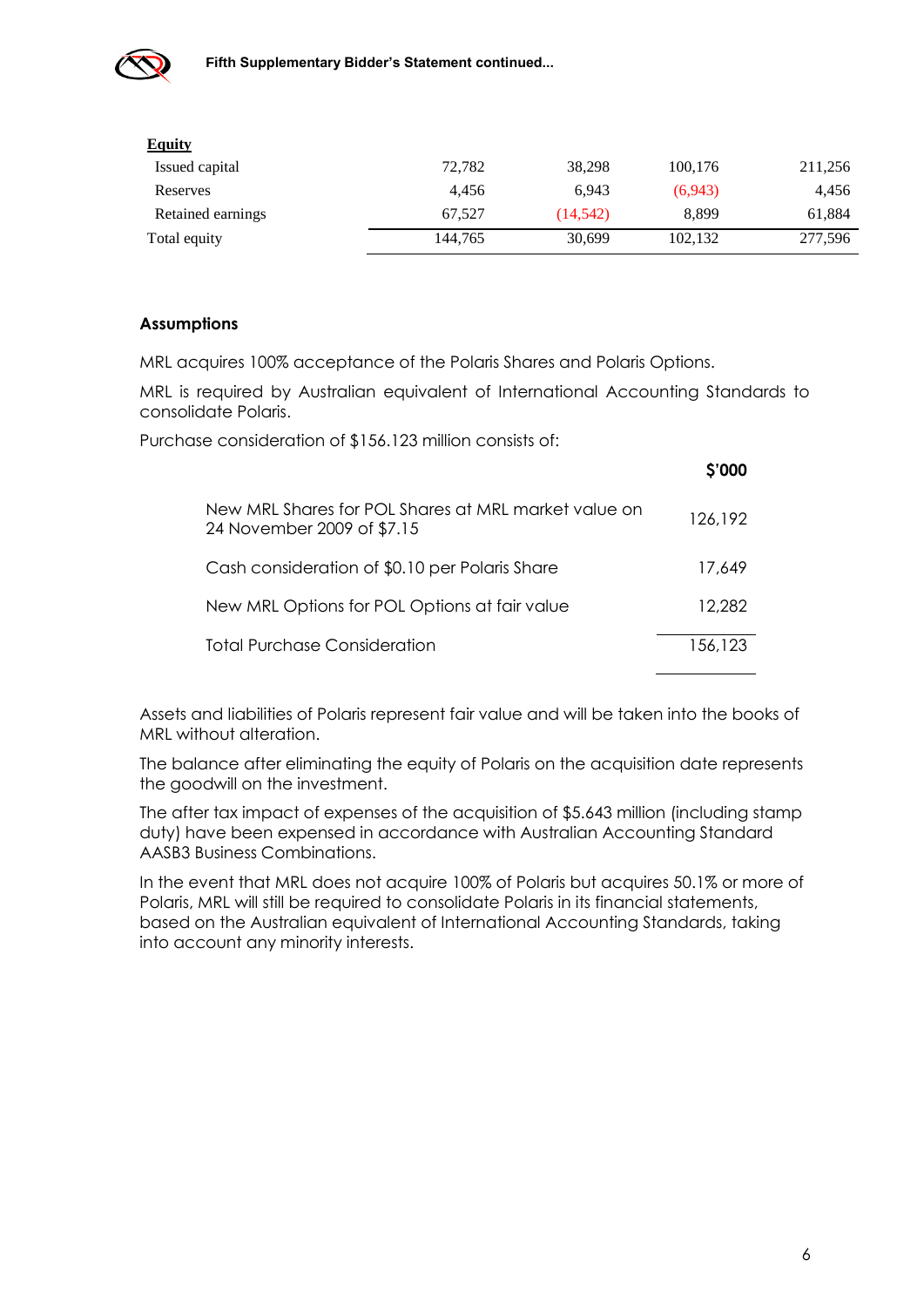| | | | | |
|---|---|---|---|---|
| **Equity** | | | | |
| Issued capital | 72,782 | 38,298 | 100,176 | 211,256 |
| Reserves | 4,456 | 6,943 | (6,943) | 4,456 |
| Retained earnings | 67,527 | (14,542) | 8,899 | 61,884 |
| Total equity | 144,765 | 30,699 | 102,132 | 277,596 |

### Assumptions

MRL acquires 100% acceptance of the Polaris Shares and Polaris Options.

MRL is required by Australian equivalent of International Accounting Standards to consolidate Polaris.

Purchase consideration of $156.123 million consists of:

| | $'000 |
|---|---|
| New MRL Shares for POL Shares at MRL market value on 24 November 2009 of $7.15 | 126,192 |
| Cash consideration of $0.10 per Polaris Share | 17,649 |
| New MRL Options for POL Options at fair value | 12,282 |
| Total Purchase Consideration | 156,123 |

Assets and liabilities of Polaris represent fair value and will be taken into the books of MRL without alteration.

The balance after eliminating the equity of Polaris on the acquisition date represents the goodwill on the investment.

The after tax impact of expenses of the acquisition of $5.643 million (including stamp duty) have been expensed in accordance with Australian Accounting Standard AASB3 Business Combinations.

In the event that MRL does not acquire 100% of Polaris but acquires 50.1% or more of Polaris, MRL will still be required to consolidate Polaris in its financial statements, based on the Australian equivalent of International Accounting Standards, taking into account any minority interests.